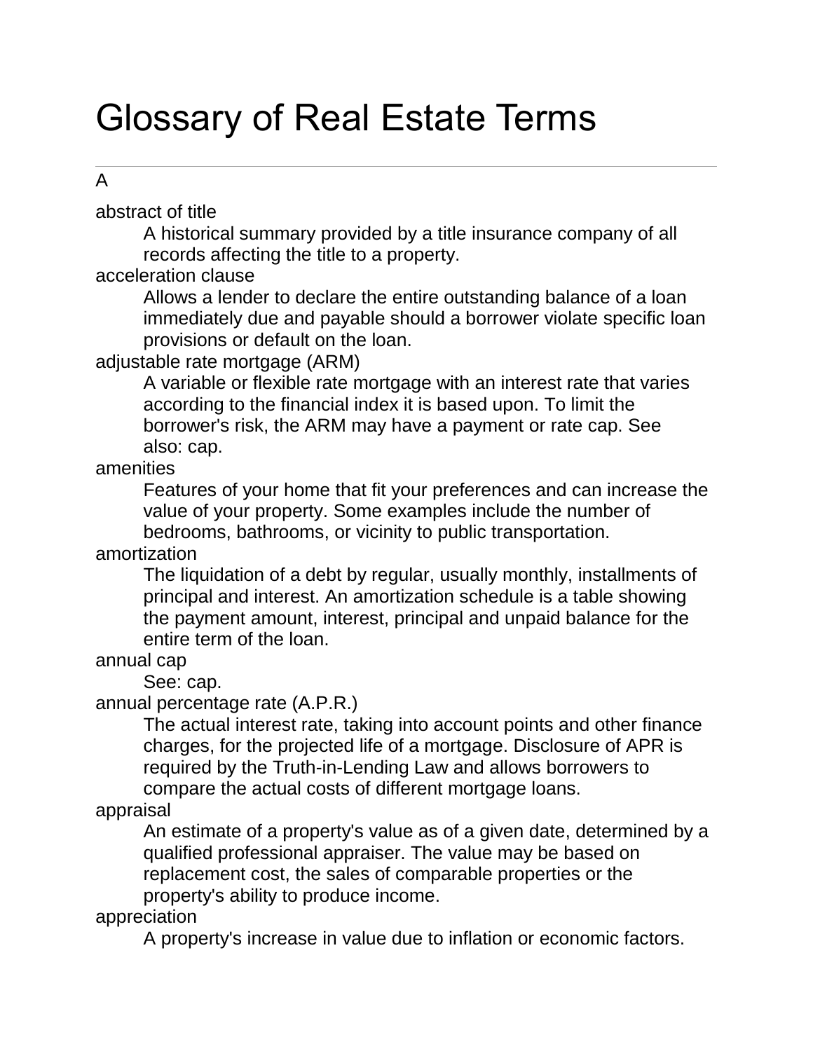# Glossary of Real Estate Terms

---

## A

abstract of title
: A historical summary provided by a title insurance company of all records affecting the title to a property.

acceleration clause
: Allows a lender to declare the entire outstanding balance of a loan immediately due and payable should a borrower violate specific loan provisions or default on the loan.

adjustable rate mortgage (ARM)
: A variable or flexible rate mortgage with an interest rate that varies according to the financial index it is based upon. To limit the borrower's risk, the ARM may have a payment or rate cap. See also: cap.

amenities
: Features of your home that fit your preferences and can increase the value of your property. Some examples include the number of bedrooms, bathrooms, or vicinity to public transportation.

amortization
: The liquidation of a debt by regular, usually monthly, installments of principal and interest. An amortization schedule is a table showing the payment amount, interest, principal and unpaid balance for the entire term of the loan.

annual cap
: See: cap.

annual percentage rate (A.P.R.)
: The actual interest rate, taking into account points and other finance charges, for the projected life of a mortgage. Disclosure of APR is required by the Truth-in-Lending Law and allows borrowers to compare the actual costs of different mortgage loans.

appraisal
: An estimate of a property's value as of a given date, determined by a qualified professional appraiser. The value may be based on replacement cost, the sales of comparable properties or the property's ability to produce income.

appreciation
: A property's increase in value due to inflation or economic factors.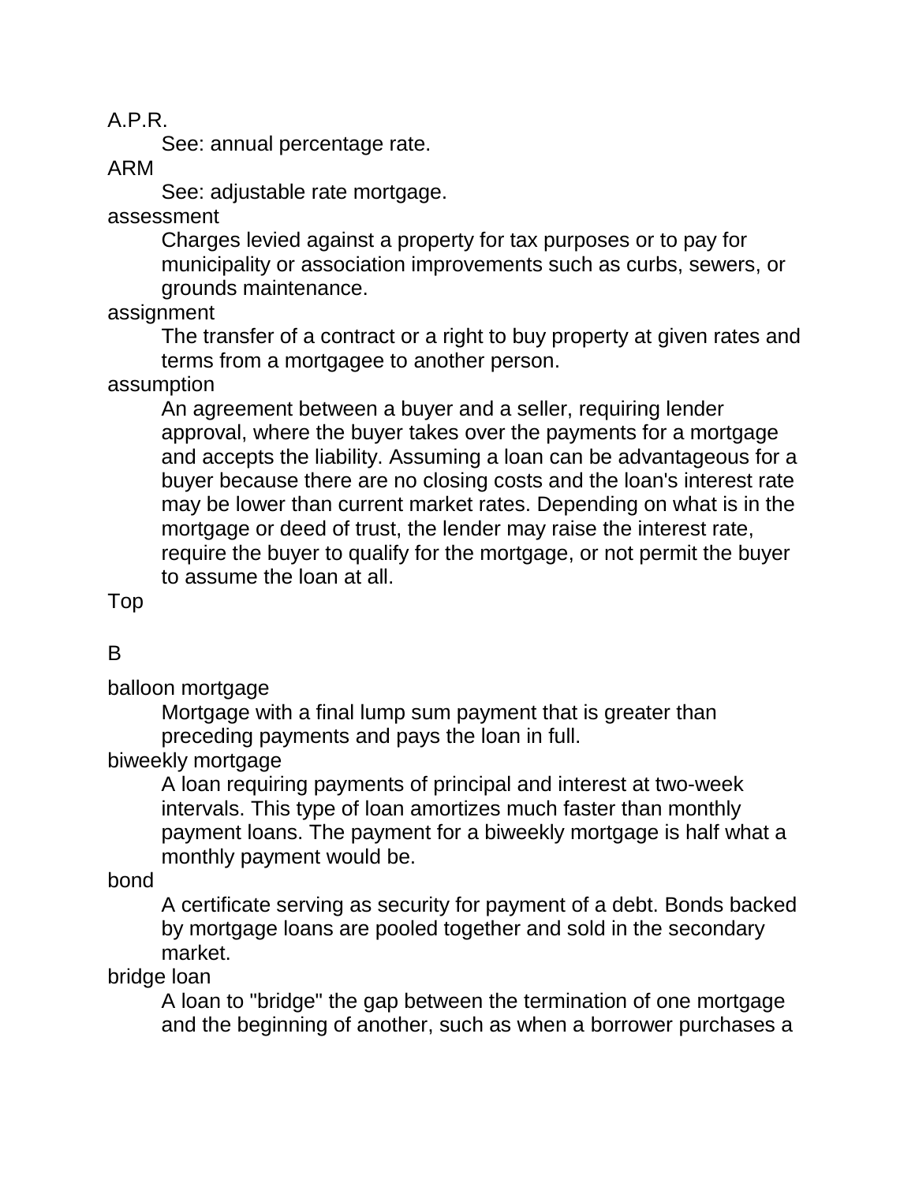A.P.R.

See: annual percentage rate.

ARM

See: adjustable rate mortgage.

assessment

Charges levied against a property for tax purposes or to pay for municipality or association improvements such as curbs, sewers, or grounds maintenance.

assignment

The transfer of a contract or a right to buy property at given rates and terms from a mortgagee to another person.

assumption

An agreement between a buyer and a seller, requiring lender approval, where the buyer takes over the payments for a mortgage and accepts the liability. Assuming a loan can be advantageous for a buyer because there are no closing costs and the loan's interest rate may be lower than current market rates. Depending on what is in the mortgage or deed of trust, the lender may raise the interest rate, require the buyer to qualify for the mortgage, or not permit the buyer to assume the loan at all.

Top

## B

balloon mortgage

Mortgage with a final lump sum payment that is greater than preceding payments and pays the loan in full.

biweekly mortgage

A loan requiring payments of principal and interest at two-week intervals. This type of loan amortizes much faster than monthly payment loans. The payment for a biweekly mortgage is half what a monthly payment would be.

bond

A certificate serving as security for payment of a debt. Bonds backed by mortgage loans are pooled together and sold in the secondary market.

bridge loan

A loan to "bridge" the gap between the termination of one mortgage and the beginning of another, such as when a borrower purchases a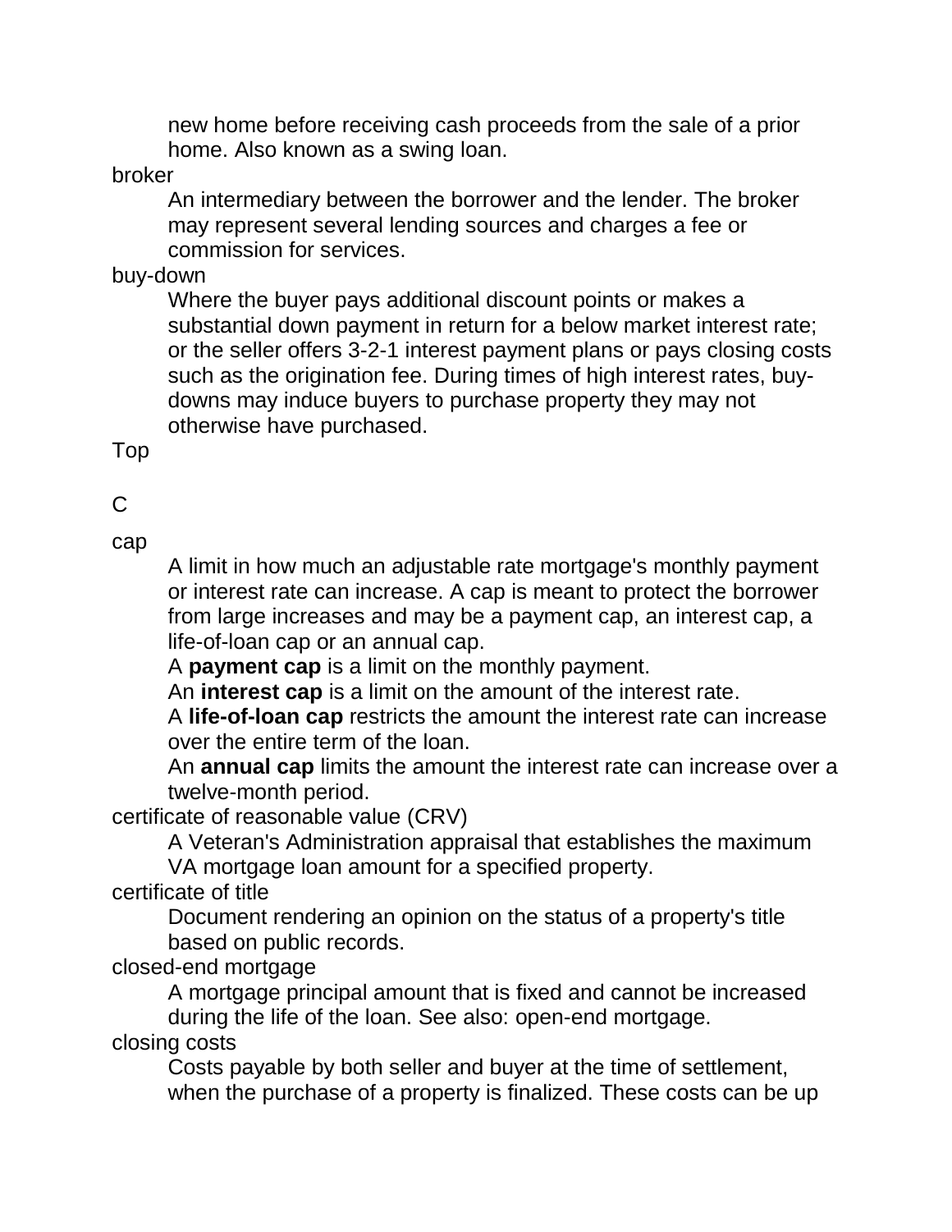new home before receiving cash proceeds from the sale of a prior home. Also known as a swing loan.

broker
: An intermediary between the borrower and the lender. The broker may represent several lending sources and charges a fee or commission for services.

buy-down
: Where the buyer pays additional discount points or makes a substantial down payment in return for a below market interest rate; or the seller offers 3-2-1 interest payment plans or pays closing costs such as the origination fee. During times of high interest rates, buy-downs may induce buyers to purchase property they may not otherwise have purchased.

Top

## C

cap
: A limit in how much an adjustable rate mortgage's monthly payment or interest rate can increase. A cap is meant to protect the borrower from large increases and may be a payment cap, an interest cap, a life-of-loan cap or an annual cap.
: A **payment cap** is a limit on the monthly payment.
: An **interest cap** is a limit on the amount of the interest rate.
: A **life-of-loan cap** restricts the amount the interest rate can increase over the entire term of the loan.
: An **annual cap** limits the amount the interest rate can increase over a twelve-month period.

certificate of reasonable value (CRV)
: A Veteran's Administration appraisal that establishes the maximum VA mortgage loan amount for a specified property.

certificate of title
: Document rendering an opinion on the status of a property's title based on public records.

closed-end mortgage
: A mortgage principal amount that is fixed and cannot be increased during the life of the loan. See also: open-end mortgage.

closing costs
: Costs payable by both seller and buyer at the time of settlement, when the purchase of a property is finalized. These costs can be up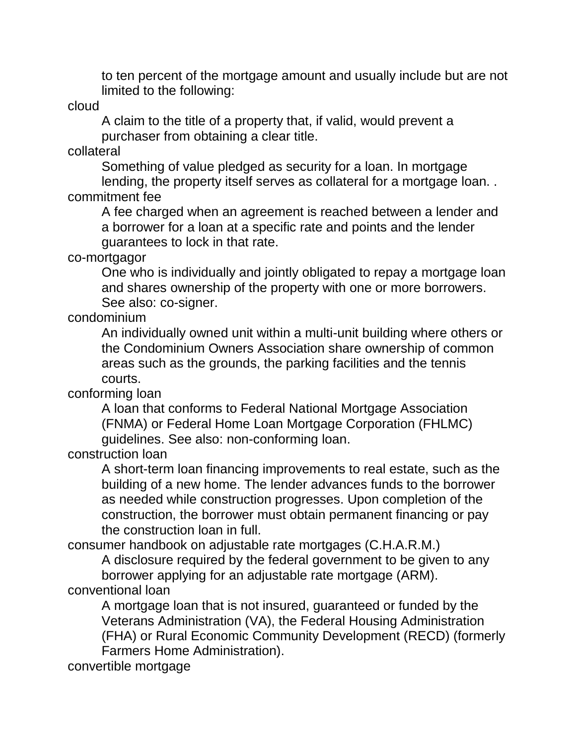to ten percent of the mortgage amount and usually include but are not limited to the following:

cloud

A claim to the title of a property that, if valid, would prevent a purchaser from obtaining a clear title.

collateral

Something of value pledged as security for a loan. In mortgage lending, the property itself serves as collateral for a mortgage loan. .

commitment fee

A fee charged when an agreement is reached between a lender and a borrower for a loan at a specific rate and points and the lender guarantees to lock in that rate.

co-mortgagor

One who is individually and jointly obligated to repay a mortgage loan and shares ownership of the property with one or more borrowers. See also: co-signer.

condominium

An individually owned unit within a multi-unit building where others or the Condominium Owners Association share ownership of common areas such as the grounds, the parking facilities and the tennis courts.

conforming loan

A loan that conforms to Federal National Mortgage Association (FNMA) or Federal Home Loan Mortgage Corporation (FHLMC) guidelines. See also: non-conforming loan.

construction loan

A short-term loan financing improvements to real estate, such as the building of a new home. The lender advances funds to the borrower as needed while construction progresses. Upon completion of the construction, the borrower must obtain permanent financing or pay the construction loan in full.

consumer handbook on adjustable rate mortgages (C.H.A.R.M.)

A disclosure required by the federal government to be given to any borrower applying for an adjustable rate mortgage (ARM).

conventional loan

A mortgage loan that is not insured, guaranteed or funded by the Veterans Administration (VA), the Federal Housing Administration (FHA) or Rural Economic Community Development (RECD) (formerly Farmers Home Administration).

convertible mortgage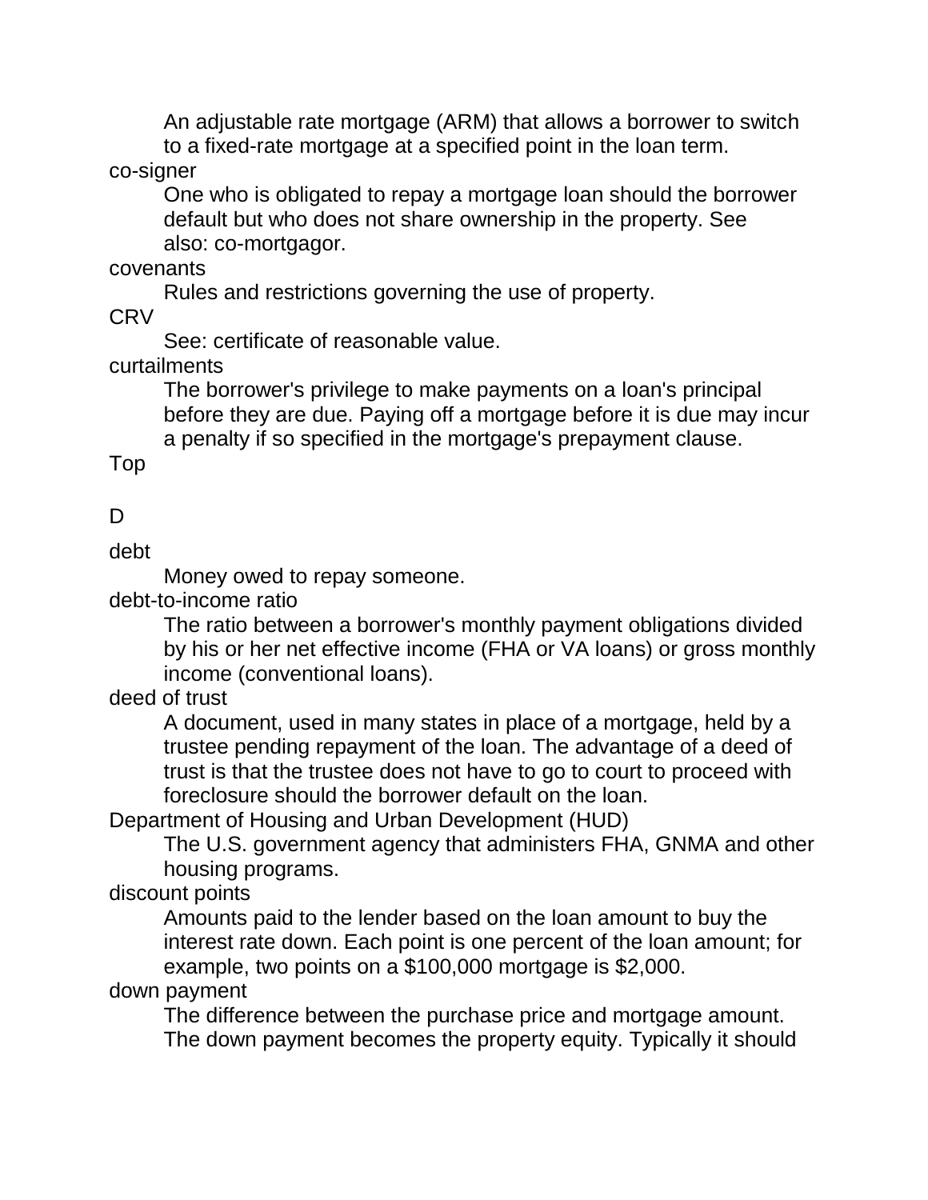An adjustable rate mortgage (ARM) that allows a borrower to switch to a fixed-rate mortgage at a specified point in the loan term.

co-signer
: One who is obligated to repay a mortgage loan should the borrower default but who does not share ownership in the property. See also: co-mortgagor.

covenants
: Rules and restrictions governing the use of property.

CRV
: See: certificate of reasonable value.

curtailments
: The borrower's privilege to make payments on a loan's principal before they are due. Paying off a mortgage before it is due may incur a penalty if so specified in the mortgage's prepayment clause.

Top

## D

debt
: Money owed to repay someone.

debt-to-income ratio
: The ratio between a borrower's monthly payment obligations divided by his or her net effective income (FHA or VA loans) or gross monthly income (conventional loans).

deed of trust
: A document, used in many states in place of a mortgage, held by a trustee pending repayment of the loan. The advantage of a deed of trust is that the trustee does not have to go to court to proceed with foreclosure should the borrower default on the loan.

Department of Housing and Urban Development (HUD)
: The U.S. government agency that administers FHA, GNMA and other housing programs.

discount points
: Amounts paid to the lender based on the loan amount to buy the interest rate down. Each point is one percent of the loan amount; for example, two points on a $100,000 mortgage is $2,000.

down payment
: The difference between the purchase price and mortgage amount. The down payment becomes the property equity. Typically it should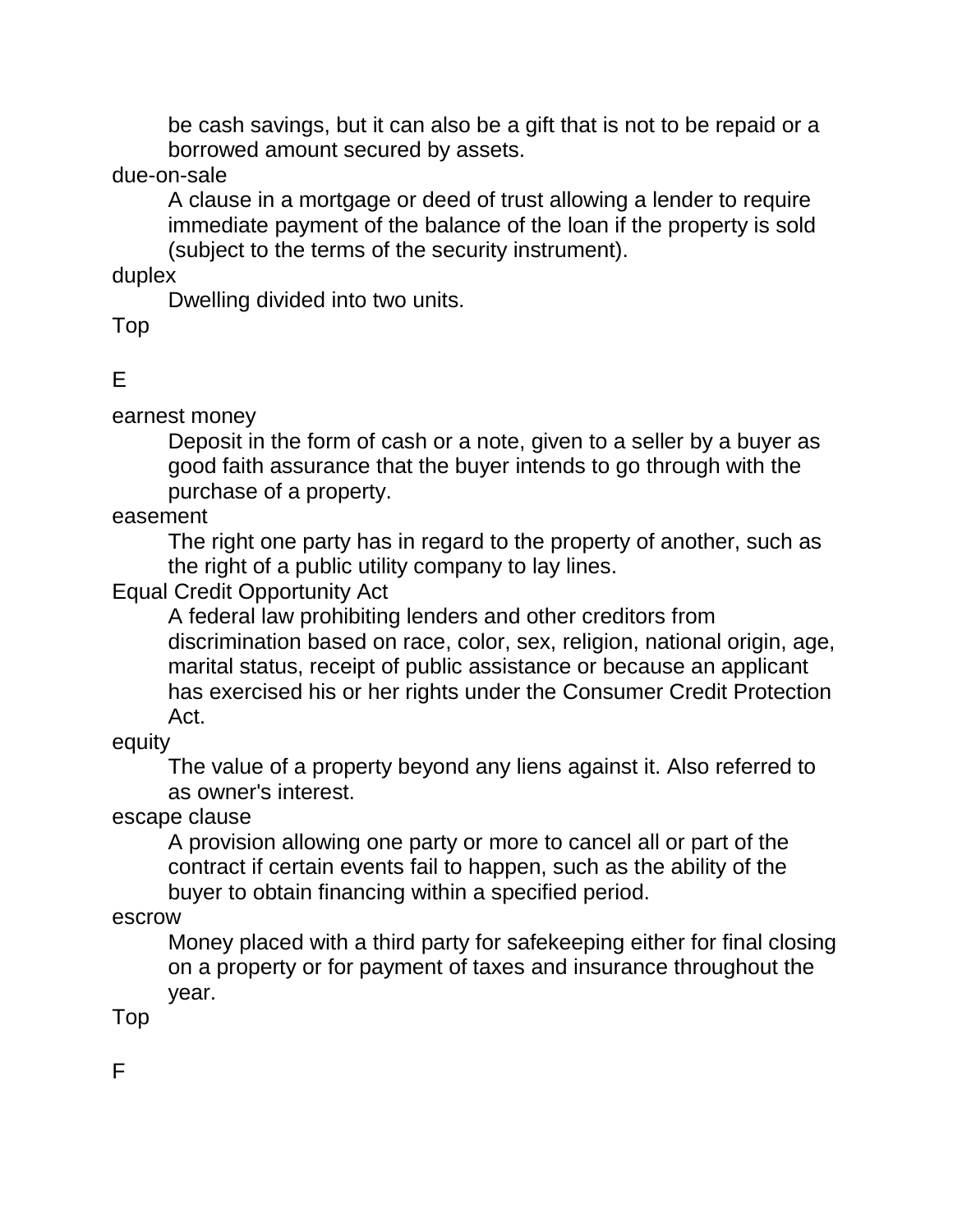be cash savings, but it can also be a gift that is not to be repaid or a borrowed amount secured by assets.

due-on-sale
: A clause in a mortgage or deed of trust allowing a lender to require immediate payment of the balance of the loan if the property is sold (subject to the terms of the security instrument).

duplex
: Dwelling divided into two units.

Top

## E

earnest money
: Deposit in the form of cash or a note, given to a seller by a buyer as good faith assurance that the buyer intends to go through with the purchase of a property.

easement
: The right one party has in regard to the property of another, such as the right of a public utility company to lay lines.

Equal Credit Opportunity Act
: A federal law prohibiting lenders and other creditors from discrimination based on race, color, sex, religion, national origin, age, marital status, receipt of public assistance or because an applicant has exercised his or her rights under the Consumer Credit Protection Act.

equity
: The value of a property beyond any liens against it. Also referred to as owner's interest.

escape clause
: A provision allowing one party or more to cancel all or part of the contract if certain events fail to happen, such as the ability of the buyer to obtain financing within a specified period.

escrow
: Money placed with a third party for safekeeping either for final closing on a property or for payment of taxes and insurance throughout the year.

Top

## F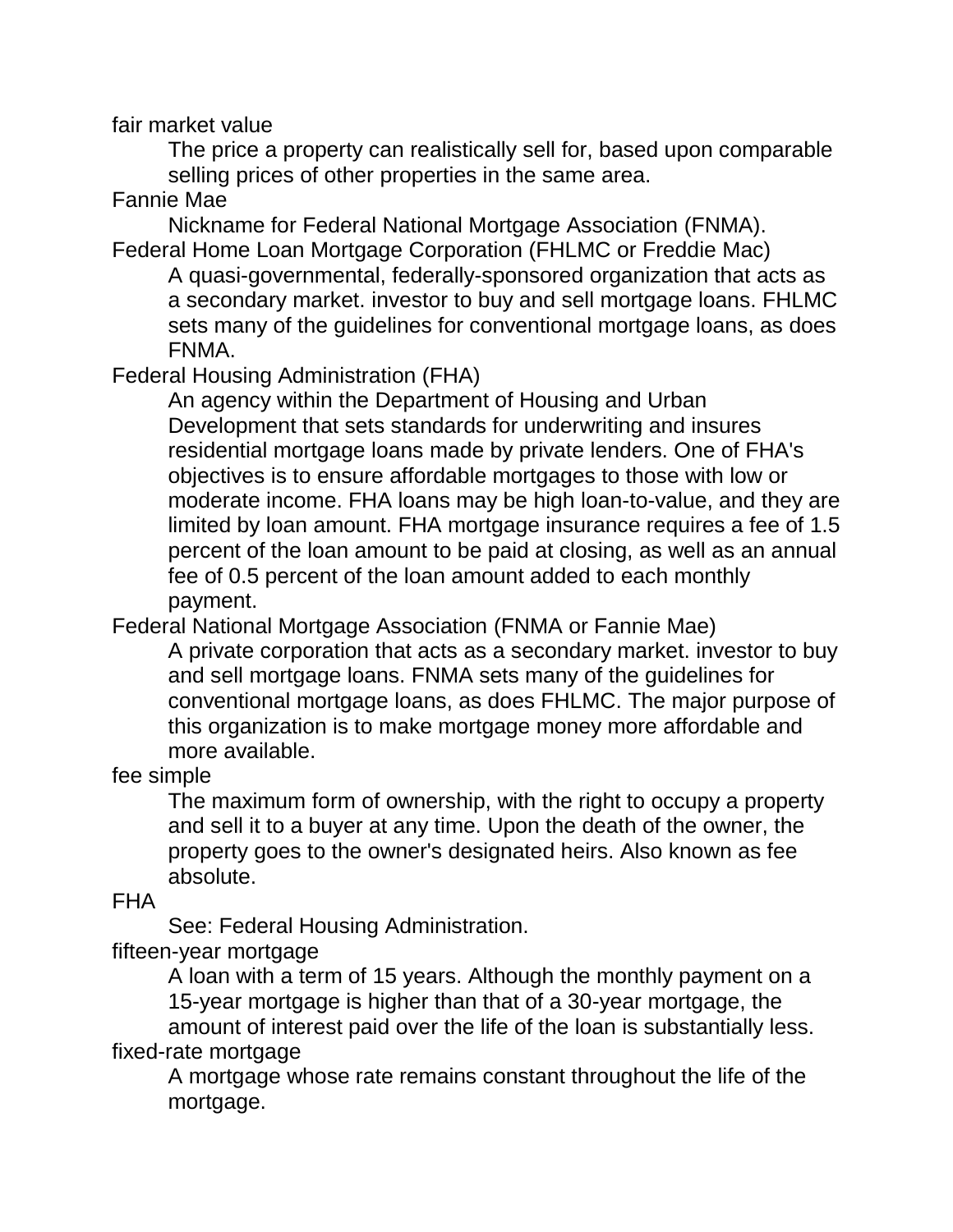fair market value

The price a property can realistically sell for, based upon comparable selling prices of other properties in the same area.

Fannie Mae

Nickname for Federal National Mortgage Association (FNMA).

Federal Home Loan Mortgage Corporation (FHLMC or Freddie Mac)

A quasi-governmental, federally-sponsored organization that acts as a secondary market. investor to buy and sell mortgage loans. FHLMC sets many of the guidelines for conventional mortgage loans, as does FNMA.

Federal Housing Administration (FHA)

An agency within the Department of Housing and Urban Development that sets standards for underwriting and insures residential mortgage loans made by private lenders. One of FHA's objectives is to ensure affordable mortgages to those with low or moderate income. FHA loans may be high loan-to-value, and they are limited by loan amount. FHA mortgage insurance requires a fee of 1.5 percent of the loan amount to be paid at closing, as well as an annual fee of 0.5 percent of the loan amount added to each monthly payment.

Federal National Mortgage Association (FNMA or Fannie Mae)

A private corporation that acts as a secondary market. investor to buy and sell mortgage loans. FNMA sets many of the guidelines for conventional mortgage loans, as does FHLMC. The major purpose of this organization is to make mortgage money more affordable and more available.

fee simple

The maximum form of ownership, with the right to occupy a property and sell it to a buyer at any time. Upon the death of the owner, the property goes to the owner's designated heirs. Also known as fee absolute.

FHA

See: Federal Housing Administration.

fifteen-year mortgage

A loan with a term of 15 years. Although the monthly payment on a 15-year mortgage is higher than that of a 30-year mortgage, the amount of interest paid over the life of the loan is substantially less.

fixed-rate mortgage

A mortgage whose rate remains constant throughout the life of the mortgage.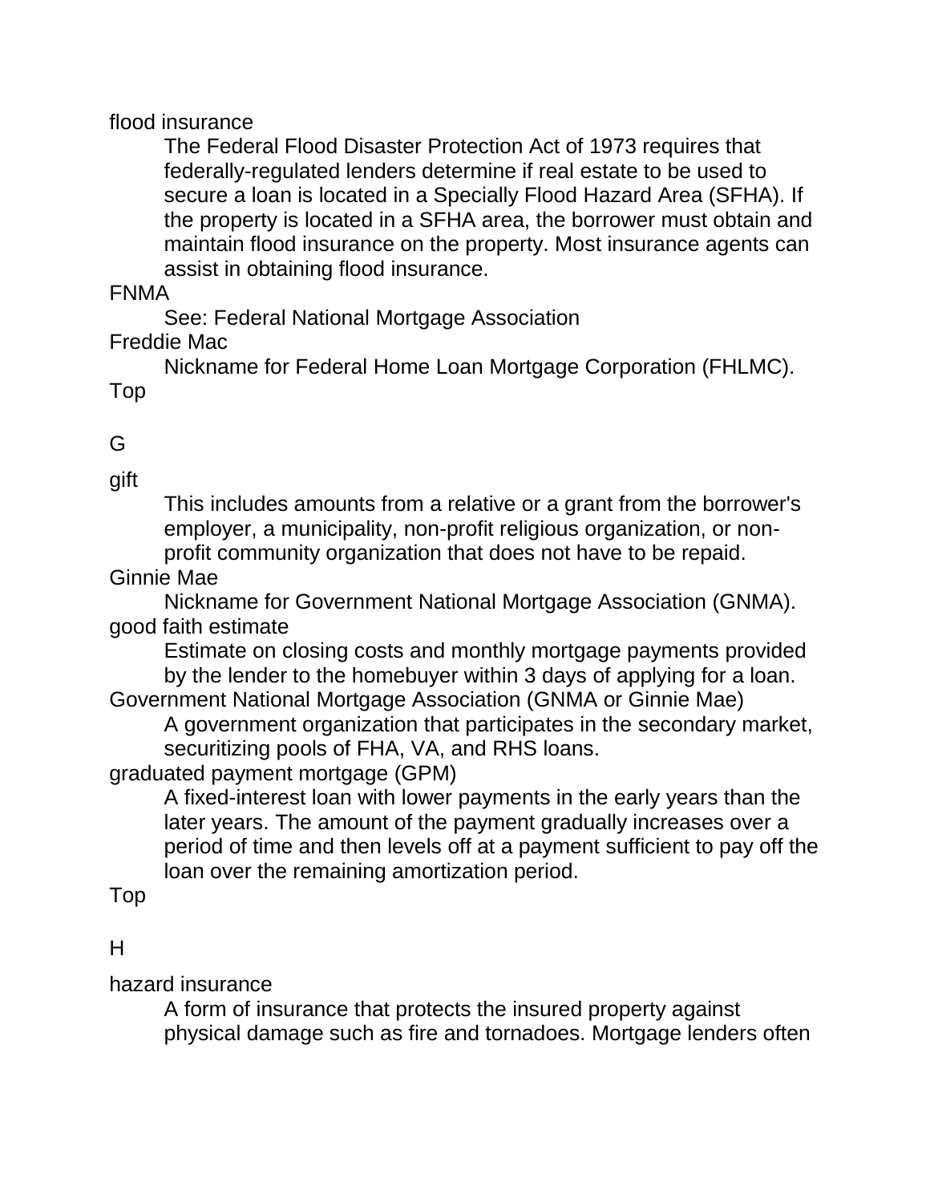flood insurance

The Federal Flood Disaster Protection Act of 1973 requires that federally-regulated lenders determine if real estate to be used to secure a loan is located in a Specially Flood Hazard Area (SFHA). If the property is located in a SFHA area, the borrower must obtain and maintain flood insurance on the property. Most insurance agents can assist in obtaining flood insurance.

FNMA

See: Federal National Mortgage Association

Freddie Mac

Nickname for Federal Home Loan Mortgage Corporation (FHLMC).

Top

## G

gift

This includes amounts from a relative or a grant from the borrower's employer, a municipality, non-profit religious organization, or non-profit community organization that does not have to be repaid.

Ginnie Mae

Nickname for Government National Mortgage Association (GNMA).

good faith estimate

Estimate on closing costs and monthly mortgage payments provided by the lender to the homebuyer within 3 days of applying for a loan.

Government National Mortgage Association (GNMA or Ginnie Mae)

A government organization that participates in the secondary market, securitizing pools of FHA, VA, and RHS loans.

graduated payment mortgage (GPM)

A fixed-interest loan with lower payments in the early years than the later years. The amount of the payment gradually increases over a period of time and then levels off at a payment sufficient to pay off the loan over the remaining amortization period.

Top

## H

hazard insurance

A form of insurance that protects the insured property against physical damage such as fire and tornadoes. Mortgage lenders often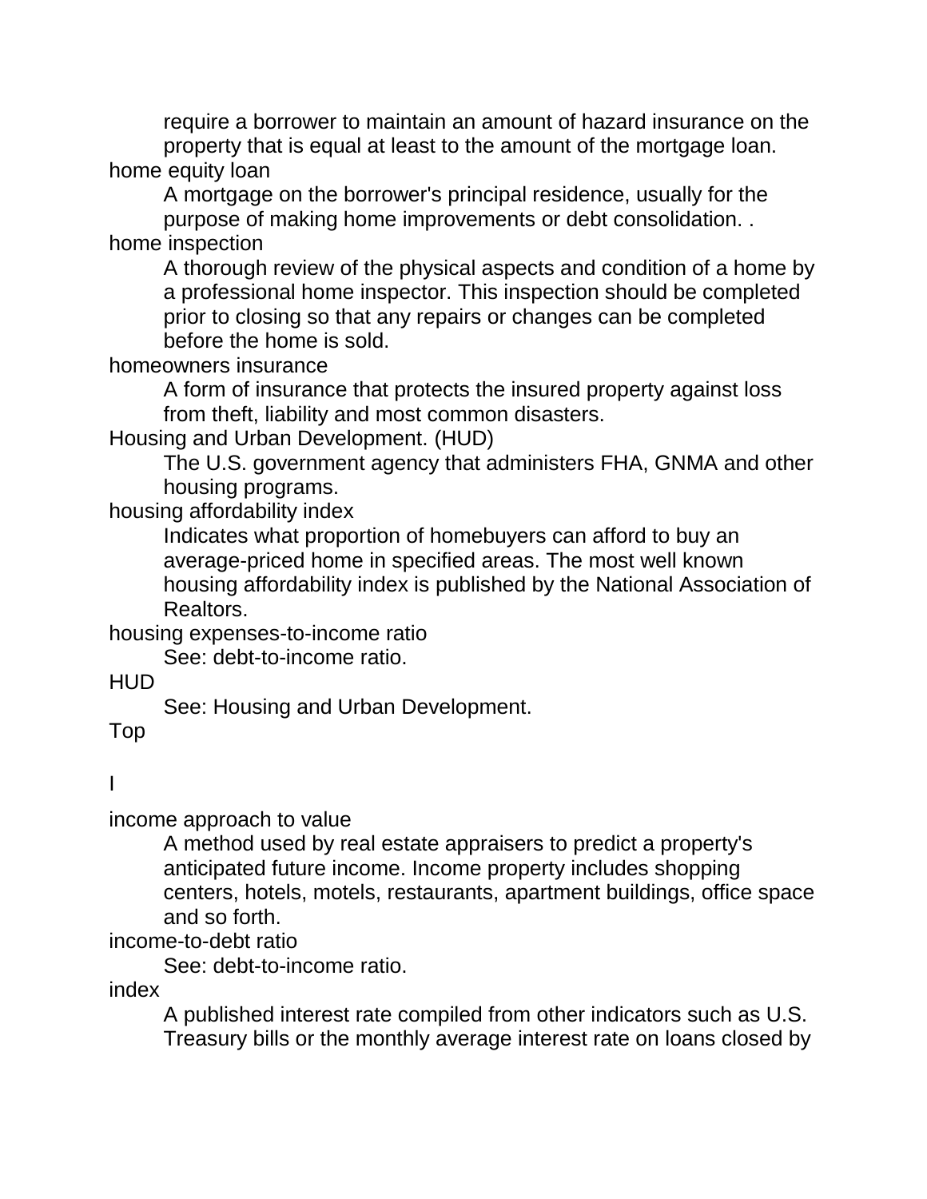require a borrower to maintain an amount of hazard insurance on the property that is equal at least to the amount of the mortgage loan.

home equity loan

A mortgage on the borrower's principal residence, usually for the purpose of making home improvements or debt consolidation. .

home inspection

A thorough review of the physical aspects and condition of a home by a professional home inspector. This inspection should be completed prior to closing so that any repairs or changes can be completed before the home is sold.

homeowners insurance

A form of insurance that protects the insured property against loss from theft, liability and most common disasters.

Housing and Urban Development. (HUD)

The U.S. government agency that administers FHA, GNMA and other housing programs.

housing affordability index

Indicates what proportion of homebuyers can afford to buy an average-priced home in specified areas. The most well known housing affordability index is published by the National Association of Realtors.

housing expenses-to-income ratio

See: debt-to-income ratio.

HUD

See: Housing and Urban Development.

Top

## I

income approach to value

A method used by real estate appraisers to predict a property's anticipated future income. Income property includes shopping centers, hotels, motels, restaurants, apartment buildings, office space and so forth.

income-to-debt ratio

See: debt-to-income ratio.

index

A published interest rate compiled from other indicators such as U.S. Treasury bills or the monthly average interest rate on loans closed by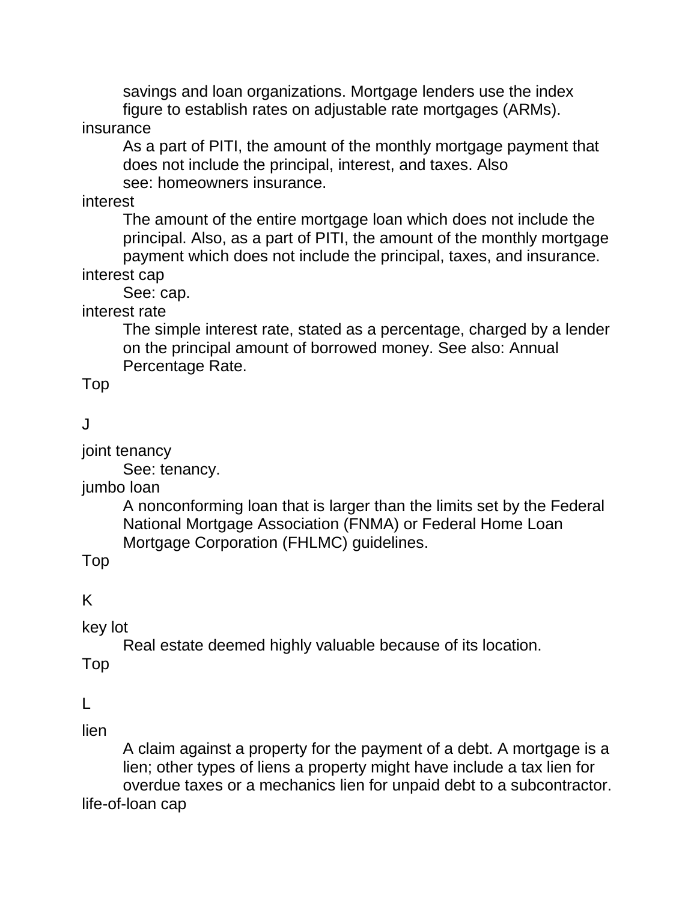savings and loan organizations. Mortgage lenders use the index figure to establish rates on adjustable rate mortgages (ARMs).

insurance
: As a part of PITI, the amount of the monthly mortgage payment that does not include the principal, interest, and taxes. Also see: homeowners insurance.

interest
: The amount of the entire mortgage loan which does not include the principal. Also, as a part of PITI, the amount of the monthly mortgage payment which does not include the principal, taxes, and insurance.

interest cap
: See: cap.

interest rate
: The simple interest rate, stated as a percentage, charged by a lender on the principal amount of borrowed money. See also: Annual Percentage Rate.

Top

## J

joint tenancy
: See: tenancy.

jumbo loan
: A nonconforming loan that is larger than the limits set by the Federal National Mortgage Association (FNMA) or Federal Home Loan Mortgage Corporation (FHLMC) guidelines.

Top

## K

key lot
: Real estate deemed highly valuable because of its location.

Top

## L

lien
: A claim against a property for the payment of a debt. A mortgage is a lien; other types of liens a property might have include a tax lien for overdue taxes or a mechanics lien for unpaid debt to a subcontractor.

life-of-loan cap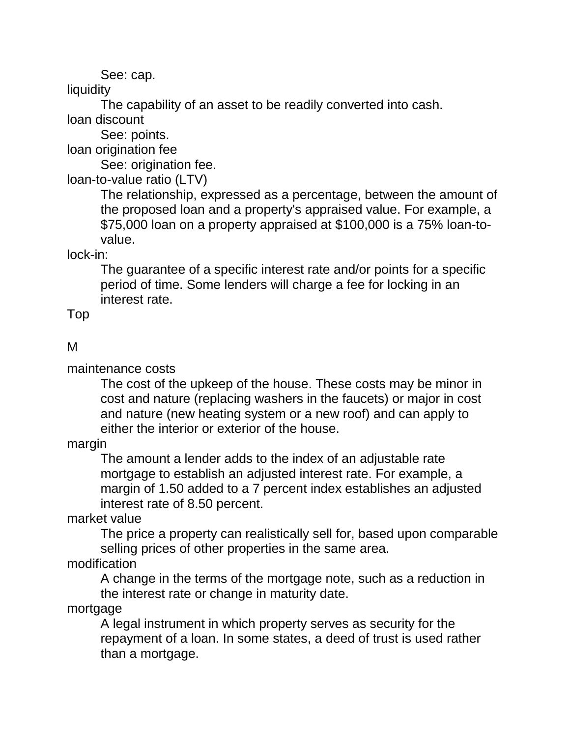See: cap.

liquidity
: The capability of an asset to be readily converted into cash.

loan discount
: See: points.

loan origination fee
: See: origination fee.

loan-to-value ratio (LTV)
: The relationship, expressed as a percentage, between the amount of the proposed loan and a property's appraised value. For example, a $75,000 loan on a property appraised at $100,000 is a 75% loan-to-value.

lock-in:
: The guarantee of a specific interest rate and/or points for a specific period of time. Some lenders will charge a fee for locking in an interest rate.

Top

## M

maintenance costs
: The cost of the upkeep of the house. These costs may be minor in cost and nature (replacing washers in the faucets) or major in cost and nature (new heating system or a new roof) and can apply to either the interior or exterior of the house.

margin
: The amount a lender adds to the index of an adjustable rate mortgage to establish an adjusted interest rate. For example, a margin of 1.50 added to a 7 percent index establishes an adjusted interest rate of 8.50 percent.

market value
: The price a property can realistically sell for, based upon comparable selling prices of other properties in the same area.

modification
: A change in the terms of the mortgage note, such as a reduction in the interest rate or change in maturity date.

mortgage
: A legal instrument in which property serves as security for the repayment of a loan. In some states, a deed of trust is used rather than a mortgage.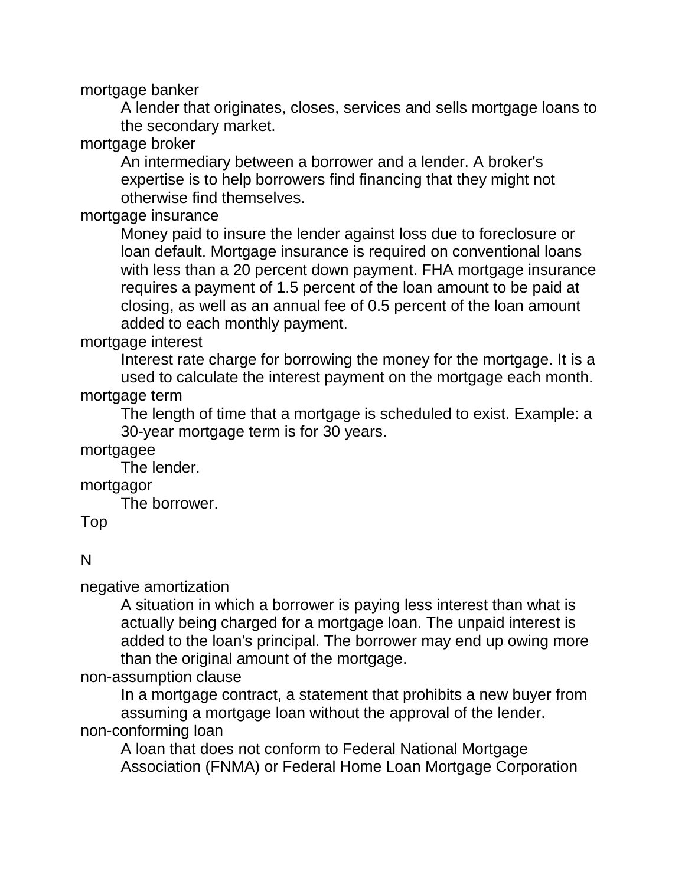mortgage banker

A lender that originates, closes, services and sells mortgage loans to the secondary market.

mortgage broker

An intermediary between a borrower and a lender. A broker's expertise is to help borrowers find financing that they might not otherwise find themselves.

mortgage insurance

Money paid to insure the lender against loss due to foreclosure or loan default. Mortgage insurance is required on conventional loans with less than a 20 percent down payment. FHA mortgage insurance requires a payment of 1.5 percent of the loan amount to be paid at closing, as well as an annual fee of 0.5 percent of the loan amount added to each monthly payment.

mortgage interest

Interest rate charge for borrowing the money for the mortgage. It is a used to calculate the interest payment on the mortgage each month.

mortgage term

The length of time that a mortgage is scheduled to exist. Example: a 30-year mortgage term is for 30 years.

mortgagee

The lender.

mortgagor

The borrower.

Top

## N

negative amortization

A situation in which a borrower is paying less interest than what is actually being charged for a mortgage loan. The unpaid interest is added to the loan's principal. The borrower may end up owing more than the original amount of the mortgage.

non-assumption clause

In a mortgage contract, a statement that prohibits a new buyer from assuming a mortgage loan without the approval of the lender.

non-conforming loan

A loan that does not conform to Federal National Mortgage Association (FNMA) or Federal Home Loan Mortgage Corporation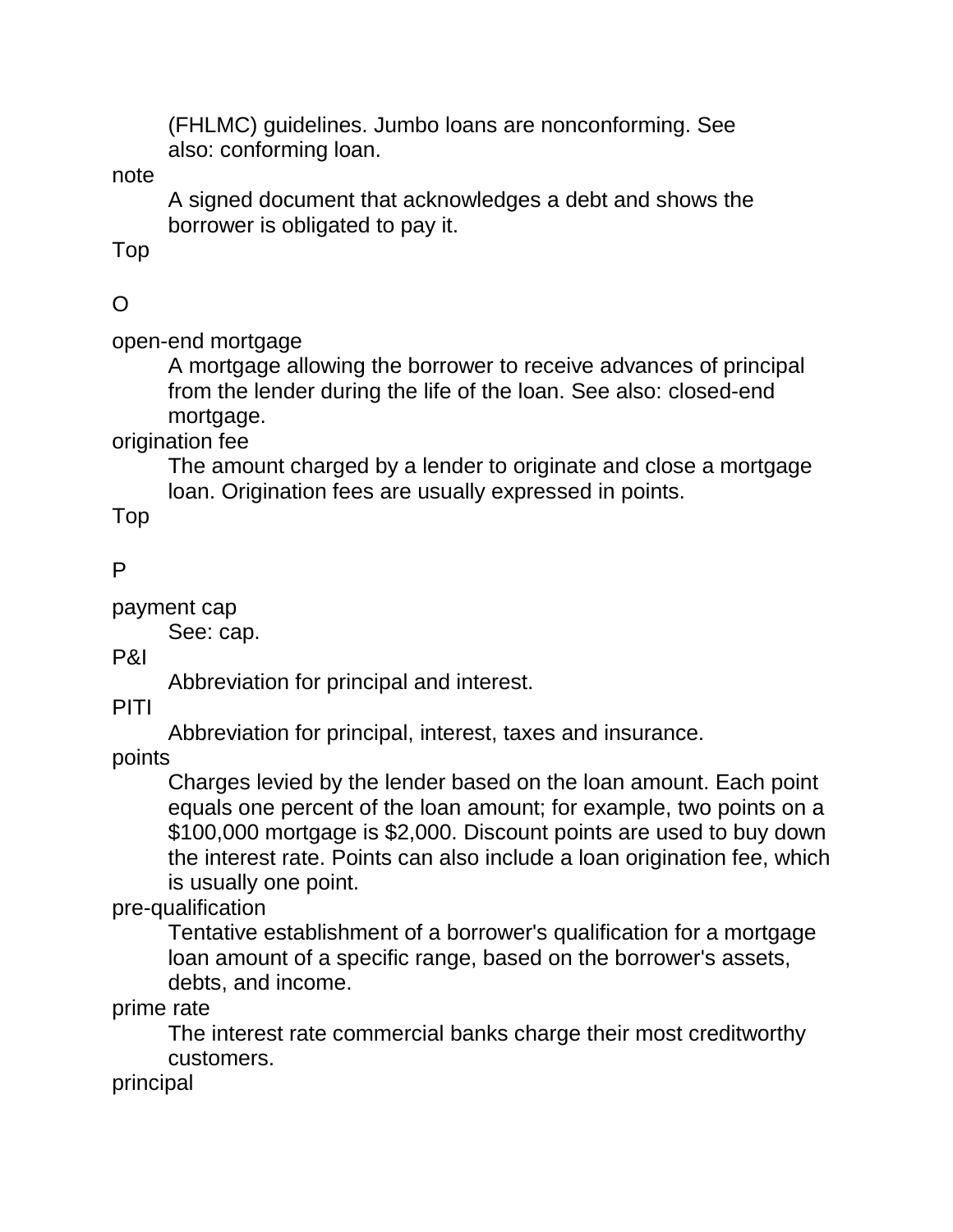(FHLMC) guidelines. Jumbo loans are nonconforming. See also: conforming loan.

note
: A signed document that acknowledges a debt and shows the borrower is obligated to pay it.

Top

## O

open-end mortgage
: A mortgage allowing the borrower to receive advances of principal from the lender during the life of the loan. See also: closed-end mortgage.

origination fee
: The amount charged by a lender to originate and close a mortgage loan. Origination fees are usually expressed in points.

Top

## P

payment cap
: See: cap.

P&I
: Abbreviation for principal and interest.

PITI
: Abbreviation for principal, interest, taxes and insurance.

points
: Charges levied by the lender based on the loan amount. Each point equals one percent of the loan amount; for example, two points on a $100,000 mortgage is $2,000. Discount points are used to buy down the interest rate. Points can also include a loan origination fee, which is usually one point.

pre-qualification
: Tentative establishment of a borrower's qualification for a mortgage loan amount of a specific range, based on the borrower's assets, debts, and income.

prime rate
: The interest rate commercial banks charge their most creditworthy customers.

principal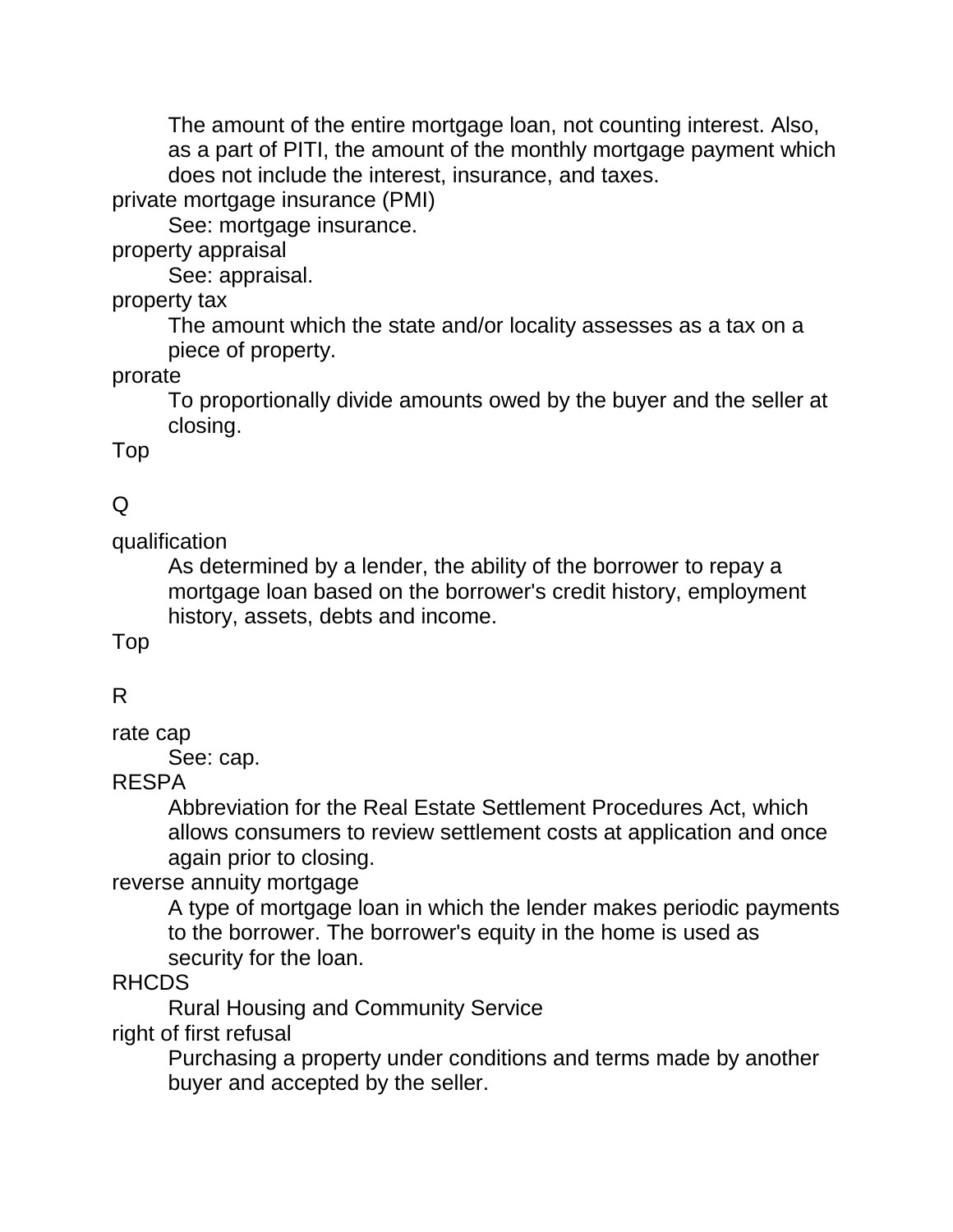The amount of the entire mortgage loan, not counting interest. Also, as a part of PITI, the amount of the monthly mortgage payment which does not include the interest, insurance, and taxes.

private mortgage insurance (PMI)
: See: mortgage insurance.

property appraisal
: See: appraisal.

property tax
: The amount which the state and/or locality assesses as a tax on a piece of property.

prorate
: To proportionally divide amounts owed by the buyer and the seller at closing.

Top

## Q

qualification
: As determined by a lender, the ability of the borrower to repay a mortgage loan based on the borrower's credit history, employment history, assets, debts and income.

Top

## R

rate cap
: See: cap.

RESPA
: Abbreviation for the Real Estate Settlement Procedures Act, which allows consumers to review settlement costs at application and once again prior to closing.

reverse annuity mortgage
: A type of mortgage loan in which the lender makes periodic payments to the borrower. The borrower's equity in the home is used as security for the loan.

RHCDS
: Rural Housing and Community Service

right of first refusal
: Purchasing a property under conditions and terms made by another buyer and accepted by the seller.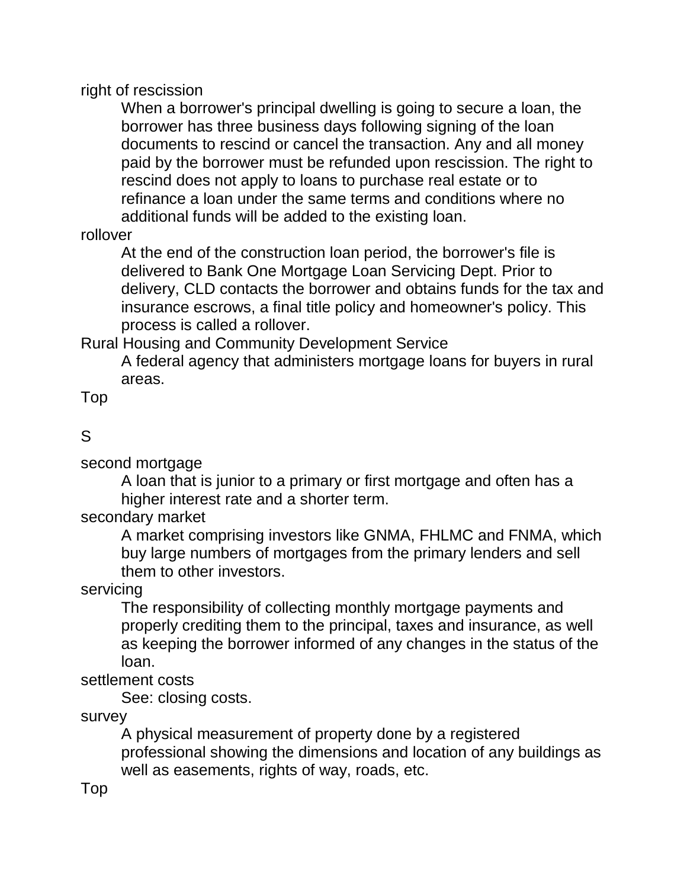right of rescission

: When a borrower's principal dwelling is going to secure a loan, the borrower has three business days following signing of the loan documents to rescind or cancel the transaction. Any and all money paid by the borrower must be refunded upon rescission. The right to rescind does not apply to loans to purchase real estate or to refinance a loan under the same terms and conditions where no additional funds will be added to the existing loan.

rollover

: At the end of the construction loan period, the borrower's file is delivered to Bank One Mortgage Loan Servicing Dept. Prior to delivery, CLD contacts the borrower and obtains funds for the tax and insurance escrows, a final title policy and homeowner's policy. This process is called a rollover.

Rural Housing and Community Development Service

: A federal agency that administers mortgage loans for buyers in rural areas.

Top

## S

second mortgage

: A loan that is junior to a primary or first mortgage and often has a higher interest rate and a shorter term.

secondary market

: A market comprising investors like GNMA, FHLMC and FNMA, which buy large numbers of mortgages from the primary lenders and sell them to other investors.

servicing

: The responsibility of collecting monthly mortgage payments and properly crediting them to the principal, taxes and insurance, as well as keeping the borrower informed of any changes in the status of the loan.

settlement costs

: See: closing costs.

survey

: A physical measurement of property done by a registered professional showing the dimensions and location of any buildings as well as easements, rights of way, roads, etc.

Top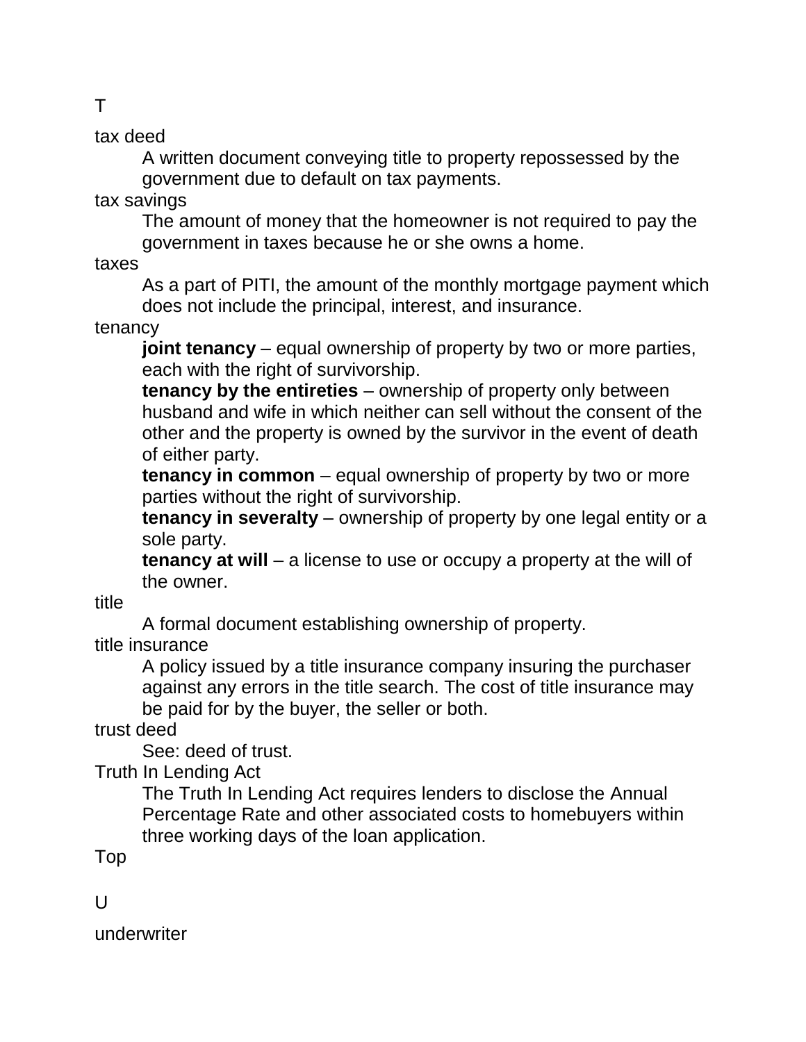## T

tax deed
: A written document conveying title to property repossessed by the government due to default on tax payments.

tax savings
: The amount of money that the homeowner is not required to pay the government in taxes because he or she owns a home.

taxes
: As a part of PITI, the amount of the monthly mortgage payment which does not include the principal, interest, and insurance.

tenancy
: **joint tenancy** – equal ownership of property by two or more parties, each with the right of survivorship.
: **tenancy by the entireties** – ownership of property only between husband and wife in which neither can sell without the consent of the other and the property is owned by the survivor in the event of death of either party.
: **tenancy in common** – equal ownership of property by two or more parties without the right of survivorship.
: **tenancy in severalty** – ownership of property by one legal entity or a sole party.
: **tenancy at will** – a license to use or occupy a property at the will of the owner.

title
: A formal document establishing ownership of property.

title insurance
: A policy issued by a title insurance company insuring the purchaser against any errors in the title search. The cost of title insurance may be paid for by the buyer, the seller or both.

trust deed
: See: deed of trust.

Truth In Lending Act
: The Truth In Lending Act requires lenders to disclose the Annual Percentage Rate and other associated costs to homebuyers within three working days of the loan application.

Top

## U

underwriter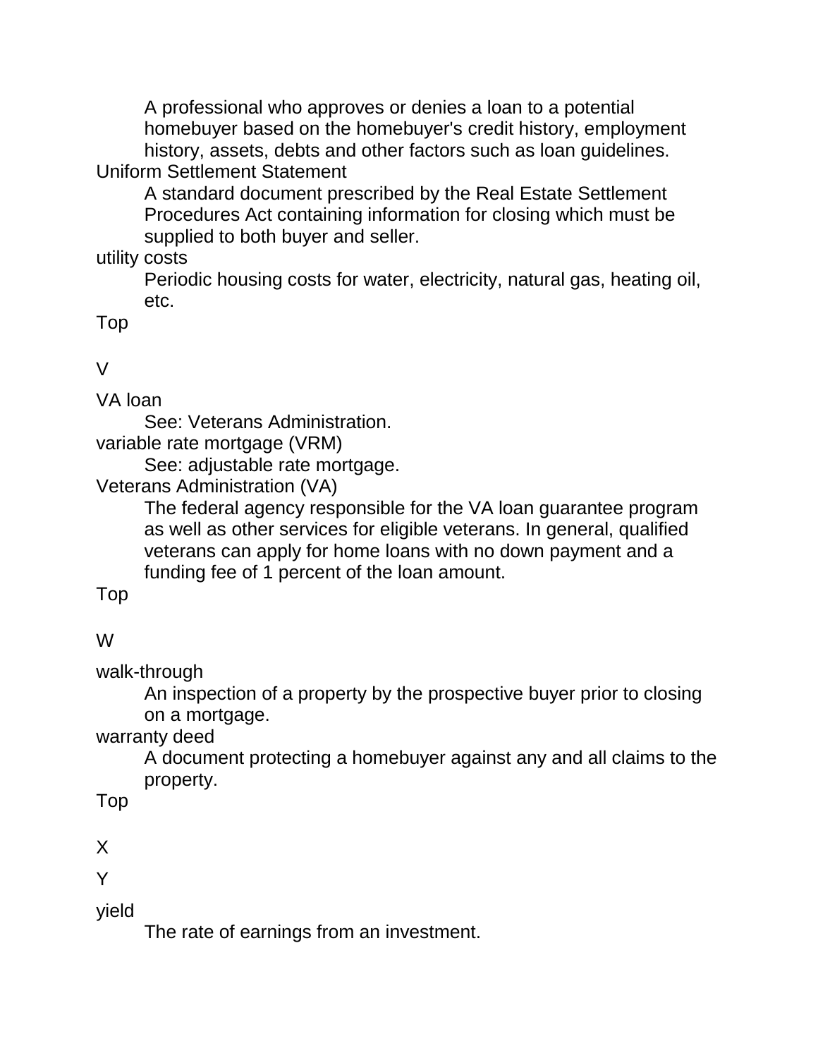A professional who approves or denies a loan to a potential homebuyer based on the homebuyer's credit history, employment history, assets, debts and other factors such as loan guidelines.

Uniform Settlement Statement
: A standard document prescribed by the Real Estate Settlement Procedures Act containing information for closing which must be supplied to both buyer and seller.

utility costs
: Periodic housing costs for water, electricity, natural gas, heating oil, etc.

Top

## V

VA loan
: See: Veterans Administration.

variable rate mortgage (VRM)
: See: adjustable rate mortgage.

Veterans Administration (VA)
: The federal agency responsible for the VA loan guarantee program as well as other services for eligible veterans. In general, qualified veterans can apply for home loans with no down payment and a funding fee of 1 percent of the loan amount.

Top

## W

walk-through
: An inspection of a property by the prospective buyer prior to closing on a mortgage.

warranty deed
: A document protecting a homebuyer against any and all claims to the property.

Top

## X

## Y

yield
: The rate of earnings from an investment.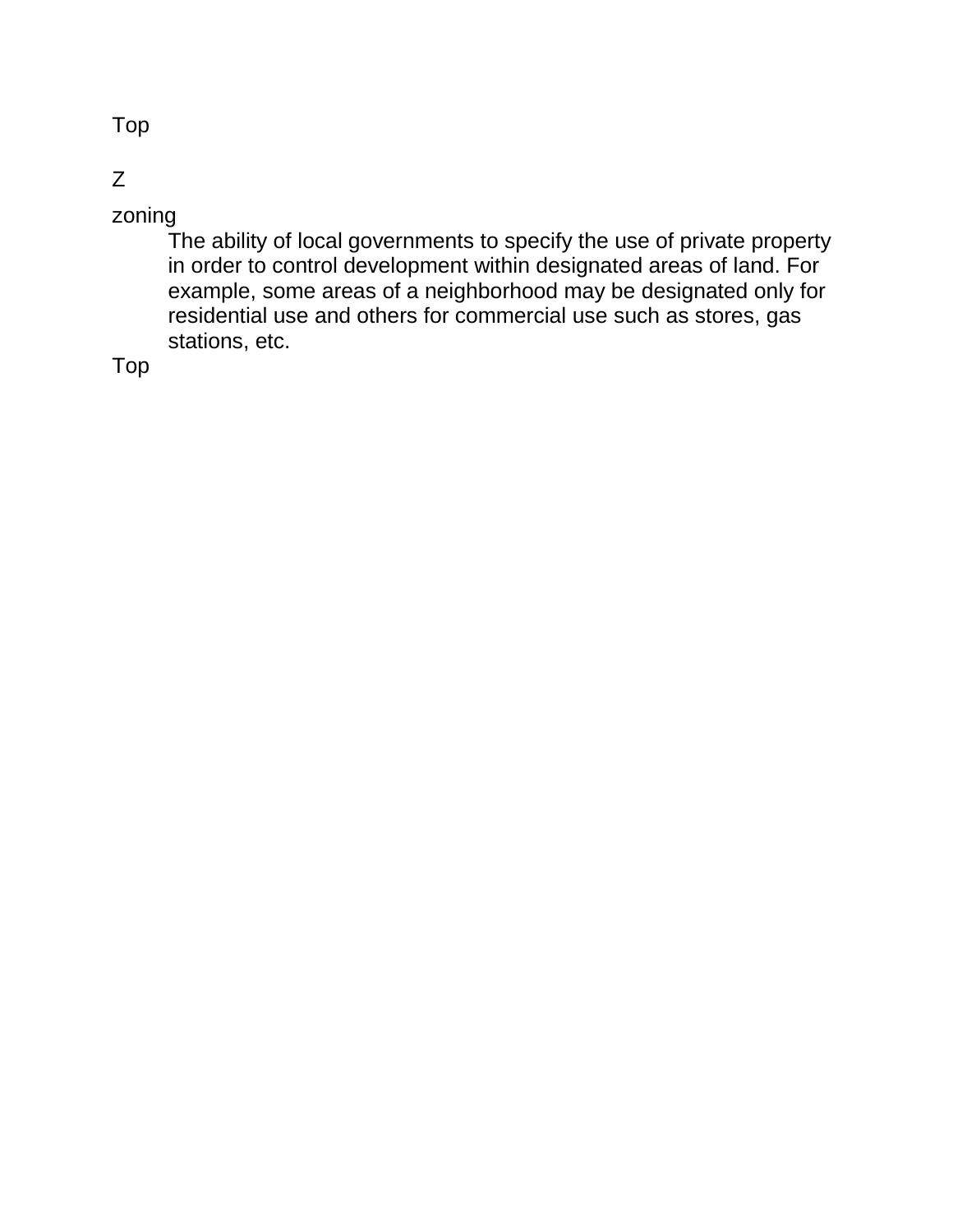Top

## Z

**zoning**

The ability of local governments to specify the use of private property in order to control development within designated areas of land. For example, some areas of a neighborhood may be designated only for residential use and others for commercial use such as stores, gas stations, etc.

Top